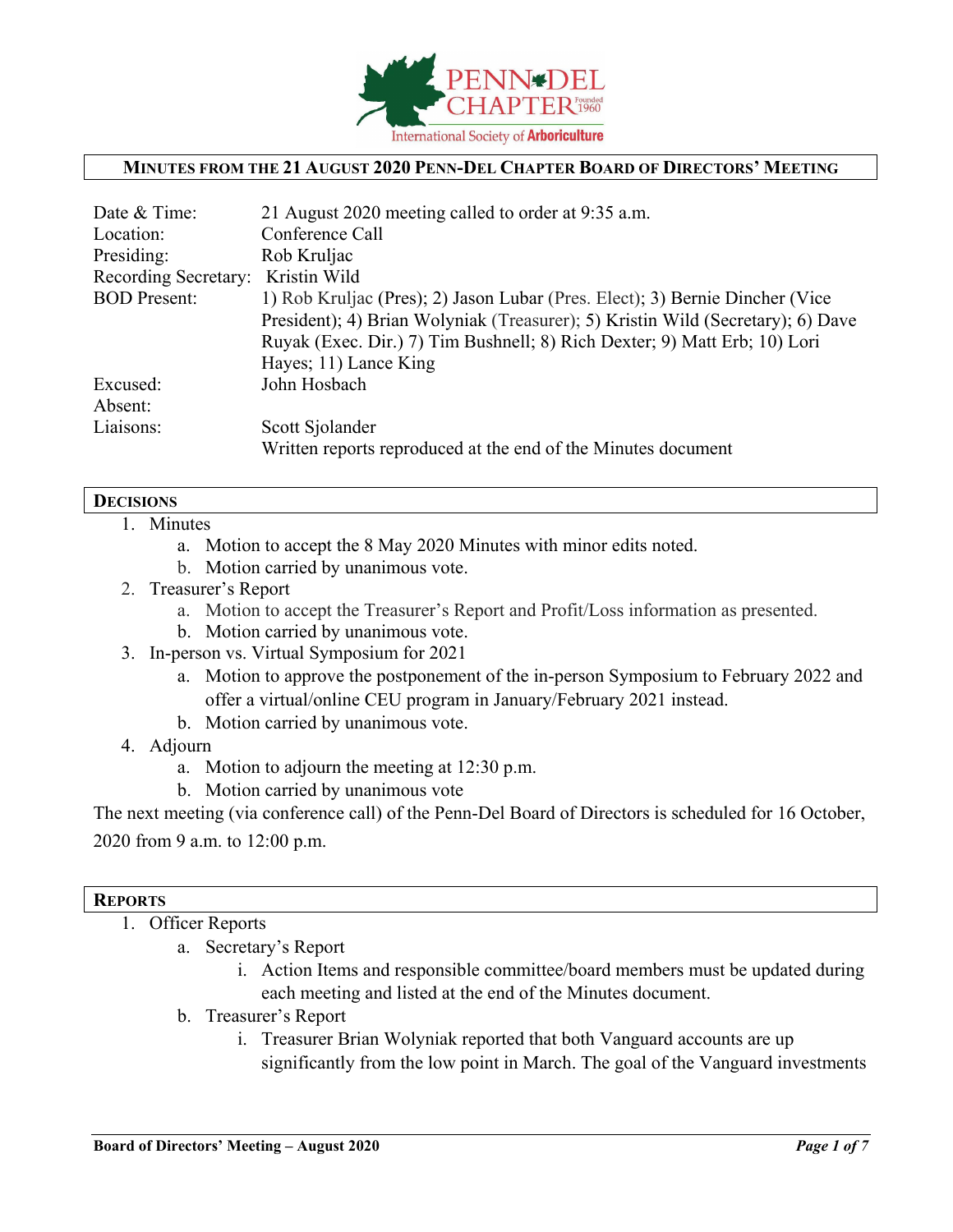PENN-DEL CHAPTER Founded 1960
International Society of Arboriculture

## MINUTES FROM THE 21 AUGUST 2020 PENN-DEL CHAPTER BOARD OF DIRECTORS' MEETING

| | |
|---|---|
| Date & Time: | 21 August 2020 meeting called to order at 9:35 a.m. |
| Location: | Conference Call |
| Presiding: | Rob Kruljac |
| Recording Secretary: | Kristin Wild |
| BOD Present: | 1) Rob Kruljac (Pres); 2) Jason Lubar (Pres. Elect); 3) Bernie Dincher (Vice President); 4) Brian Wolyniak (Treasurer); 5) Kristin Wild (Secretary); 6) Dave Ruyak (Exec. Dir.) 7) Tim Bushnell; 8) Rich Dexter; 9) Matt Erb; 10) Lori Hayes; 11) Lance King |
| Excused: | John Hosbach |
| Absent: | |
| Liaisons: | Scott Sjolander<br>Written reports reproduced at the end of the Minutes document |

## DECISIONS

1. Minutes
   a. Motion to accept the 8 May 2020 Minutes with minor edits noted.
   b. Motion carried by unanimous vote.
2. Treasurer's Report
   a. Motion to accept the Treasurer's Report and Profit/Loss information as presented.
   b. Motion carried by unanimous vote.
3. In-person vs. Virtual Symposium for 2021
   a. Motion to approve the postponement of the in-person Symposium to February 2022 and offer a virtual/online CEU program in January/February 2021 instead.
   b. Motion carried by unanimous vote.
4. Adjourn
   a. Motion to adjourn the meeting at 12:30 p.m.
   b. Motion carried by unanimous vote

The next meeting (via conference call) of the Penn-Del Board of Directors is scheduled for 16 October, 2020 from 9 a.m. to 12:00 p.m.

## REPORTS

1. Officer Reports
   a. Secretary's Report
      i. Action Items and responsible committee/board members must be updated during each meeting and listed at the end of the Minutes document.
   b. Treasurer's Report
      i. Treasurer Brian Wolyniak reported that both Vanguard accounts are up significantly from the low point in March. The goal of the Vanguard investments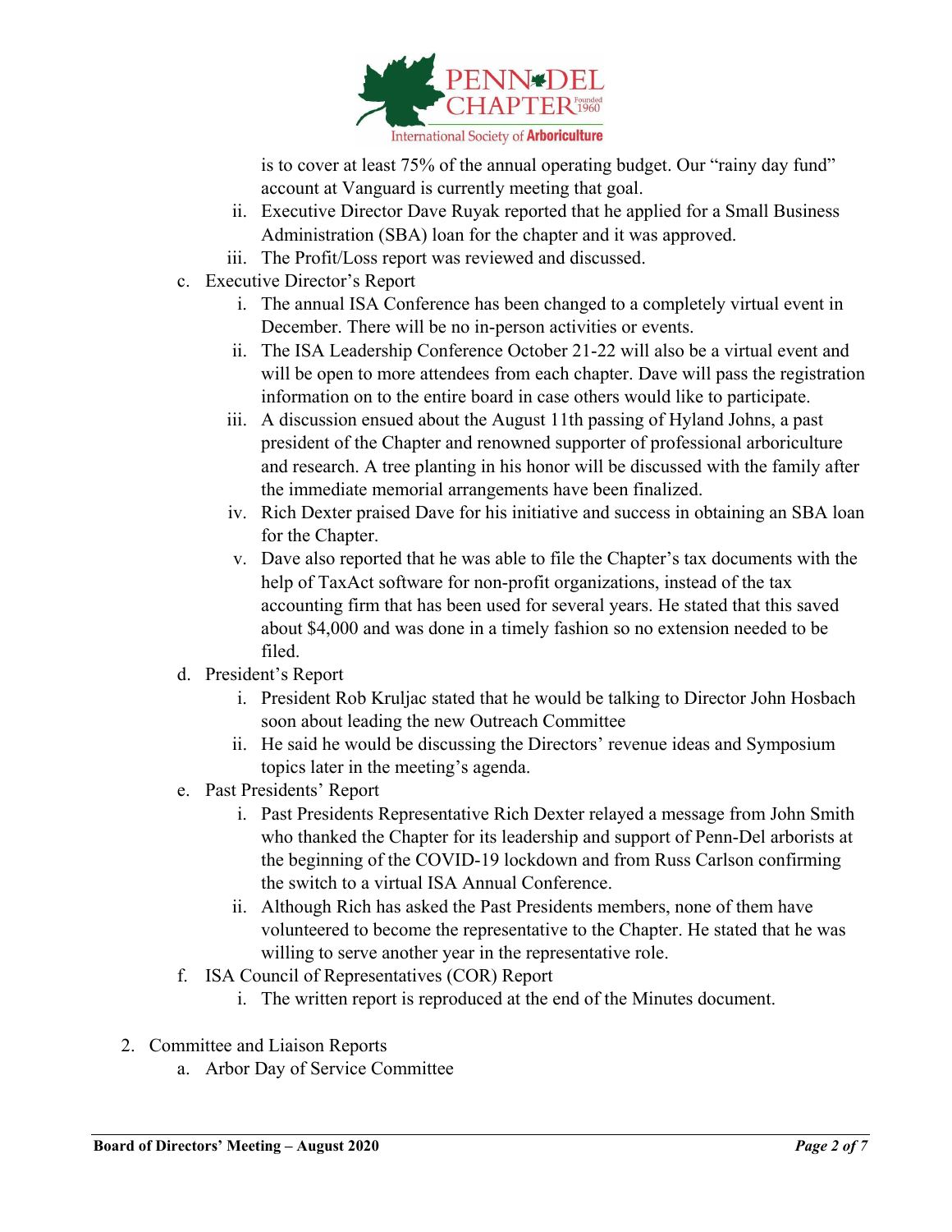is to cover at least 75% of the annual operating budget. Our "rainy day fund" account at Vanguard is currently meeting that goal.

ii. Executive Director Dave Ruyak reported that he applied for a Small Business Administration (SBA) loan for the chapter and it was approved.

iii. The Profit/Loss report was reviewed and discussed.

c. Executive Director's Report

i. The annual ISA Conference has been changed to a completely virtual event in December. There will be no in-person activities or events.

ii. The ISA Leadership Conference October 21-22 will also be a virtual event and will be open to more attendees from each chapter. Dave will pass the registration information on to the entire board in case others would like to participate.

iii. A discussion ensued about the August 11th passing of Hyland Johns, a past president of the Chapter and renowned supporter of professional arboriculture and research. A tree planting in his honor will be discussed with the family after the immediate memorial arrangements have been finalized.

iv. Rich Dexter praised Dave for his initiative and success in obtaining an SBA loan for the Chapter.

v. Dave also reported that he was able to file the Chapter's tax documents with the help of TaxAct software for non-profit organizations, instead of the tax accounting firm that has been used for several years. He stated that this saved about $4,000 and was done in a timely fashion so no extension needed to be filed.

d. President's Report

i. President Rob Kruljac stated that he would be talking to Director John Hosbach soon about leading the new Outreach Committee

ii. He said he would be discussing the Directors' revenue ideas and Symposium topics later in the meeting's agenda.

e. Past Presidents' Report

i. Past Presidents Representative Rich Dexter relayed a message from John Smith who thanked the Chapter for its leadership and support of Penn-Del arborists at the beginning of the COVID-19 lockdown and from Russ Carlson confirming the switch to a virtual ISA Annual Conference.

ii. Although Rich has asked the Past Presidents members, none of them have volunteered to become the representative to the Chapter. He stated that he was willing to serve another year in the representative role.

f. ISA Council of Representatives (COR) Report

i. The written report is reproduced at the end of the Minutes document.

2. Committee and Liaison Reports

a. Arbor Day of Service Committee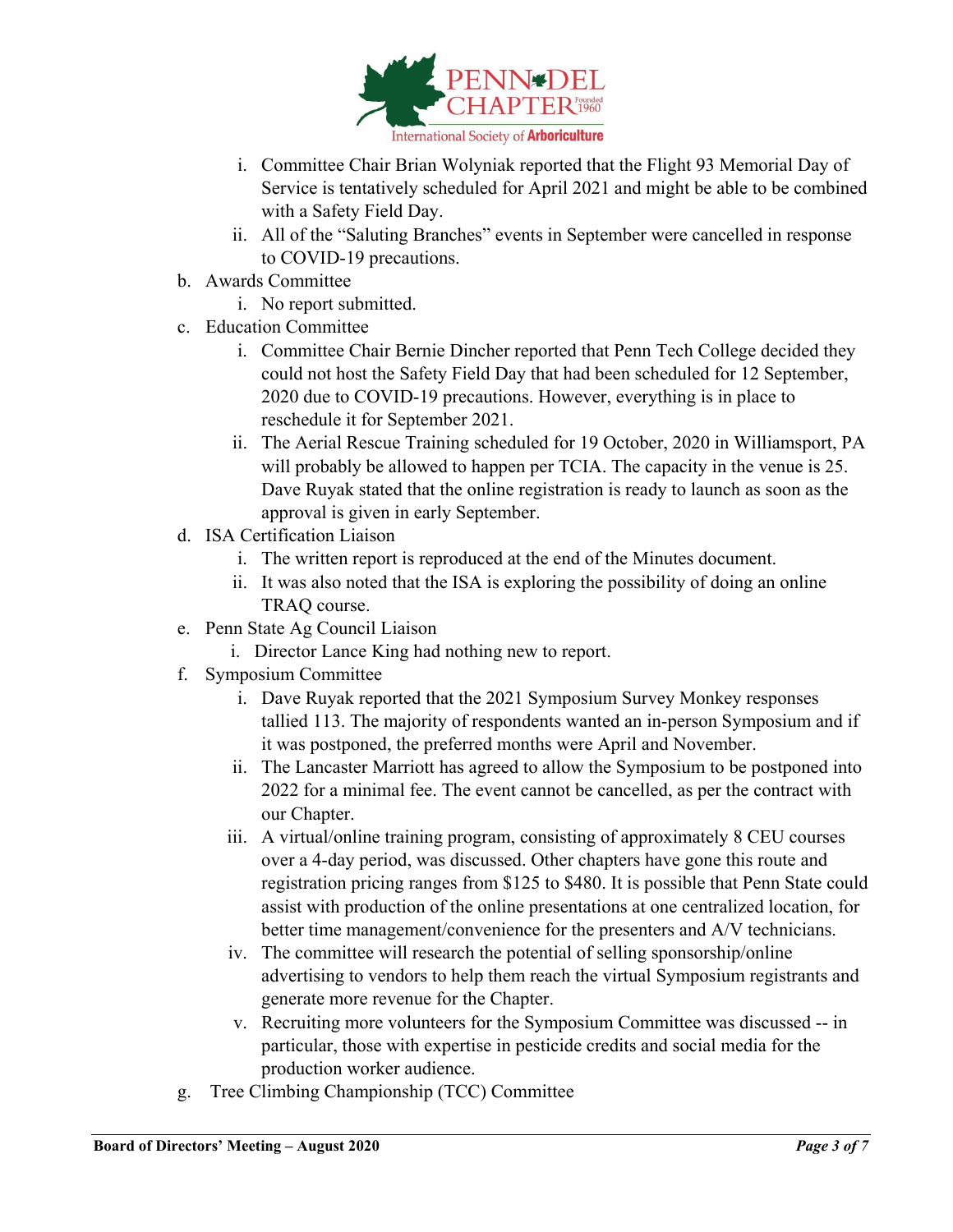i. Committee Chair Brian Wolyniak reported that the Flight 93 Memorial Day of Service is tentatively scheduled for April 2021 and might be able to be combined with a Safety Field Day.
   ii. All of the "Saluting Branches" events in September were cancelled in response to COVID-19 precautions.

b. Awards Committee
   i. No report submitted.

c. Education Committee
   i. Committee Chair Bernie Dincher reported that Penn Tech College decided they could not host the Safety Field Day that had been scheduled for 12 September, 2020 due to COVID-19 precautions. However, everything is in place to reschedule it for September 2021.
   ii. The Aerial Rescue Training scheduled for 19 October, 2020 in Williamsport, PA will probably be allowed to happen per TCIA. The capacity in the venue is 25. Dave Ruyak stated that the online registration is ready to launch as soon as the approval is given in early September.

d. ISA Certification Liaison
   i. The written report is reproduced at the end of the Minutes document.
   ii. It was also noted that the ISA is exploring the possibility of doing an online TRAQ course.

e. Penn State Ag Council Liaison
   i. Director Lance King had nothing new to report.

f. Symposium Committee
   i. Dave Ruyak reported that the 2021 Symposium Survey Monkey responses tallied 113. The majority of respondents wanted an in-person Symposium and if it was postponed, the preferred months were April and November.
   ii. The Lancaster Marriott has agreed to allow the Symposium to be postponed into 2022 for a minimal fee. The event cannot be cancelled, as per the contract with our Chapter.
   iii. A virtual/online training program, consisting of approximately 8 CEU courses over a 4-day period, was discussed. Other chapters have gone this route and registration pricing ranges from $125 to $480. It is possible that Penn State could assist with production of the online presentations at one centralized location, for better time management/convenience for the presenters and A/V technicians.
   iv. The committee will research the potential of selling sponsorship/online advertising to vendors to help them reach the virtual Symposium registrants and generate more revenue for the Chapter.
   v. Recruiting more volunteers for the Symposium Committee was discussed -- in particular, those with expertise in pesticide credits and social media for the production worker audience.

g. Tree Climbing Championship (TCC) Committee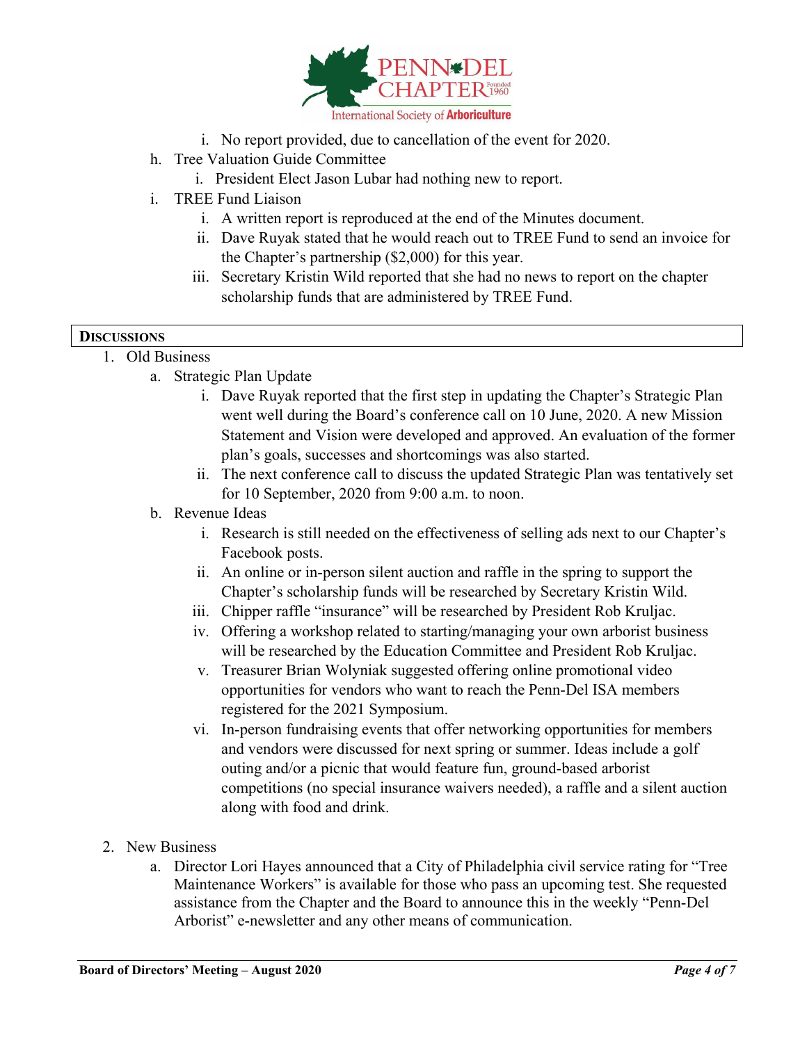i. No report provided, due to cancellation of the event for 2020.

h. Tree Valuation Guide Committee

   i. President Elect Jason Lubar had nothing new to report.

i. TREE Fund Liaison

   i. A written report is reproduced at the end of the Minutes document.
   ii. Dave Ruyak stated that he would reach out to TREE Fund to send an invoice for the Chapter's partnership ($2,000) for this year.
   iii. Secretary Kristin Wild reported that she had no news to report on the chapter scholarship funds that are administered by TREE Fund.

## DISCUSSIONS

1. Old Business

   a. Strategic Plan Update

      i. Dave Ruyak reported that the first step in updating the Chapter's Strategic Plan went well during the Board's conference call on 10 June, 2020. A new Mission Statement and Vision were developed and approved. An evaluation of the former plan's goals, successes and shortcomings was also started.
      ii. The next conference call to discuss the updated Strategic Plan was tentatively set for 10 September, 2020 from 9:00 a.m. to noon.

   b. Revenue Ideas

      i. Research is still needed on the effectiveness of selling ads next to our Chapter's Facebook posts.
      ii. An online or in-person silent auction and raffle in the spring to support the Chapter's scholarship funds will be researched by Secretary Kristin Wild.
      iii. Chipper raffle "insurance" will be researched by President Rob Kruljac.
      iv. Offering a workshop related to starting/managing your own arborist business will be researched by the Education Committee and President Rob Kruljac.
      v. Treasurer Brian Wolyniak suggested offering online promotional video opportunities for vendors who want to reach the Penn-Del ISA members registered for the 2021 Symposium.
      vi. In-person fundraising events that offer networking opportunities for members and vendors were discussed for next spring or summer. Ideas include a golf outing and/or a picnic that would feature fun, ground-based arborist competitions (no special insurance waivers needed), a raffle and a silent auction along with food and drink.

2. New Business

   a. Director Lori Hayes announced that a City of Philadelphia civil service rating for "Tree Maintenance Workers" is available for those who pass an upcoming test. She requested assistance from the Chapter and the Board to announce this in the weekly "Penn-Del Arborist" e-newsletter and any other means of communication.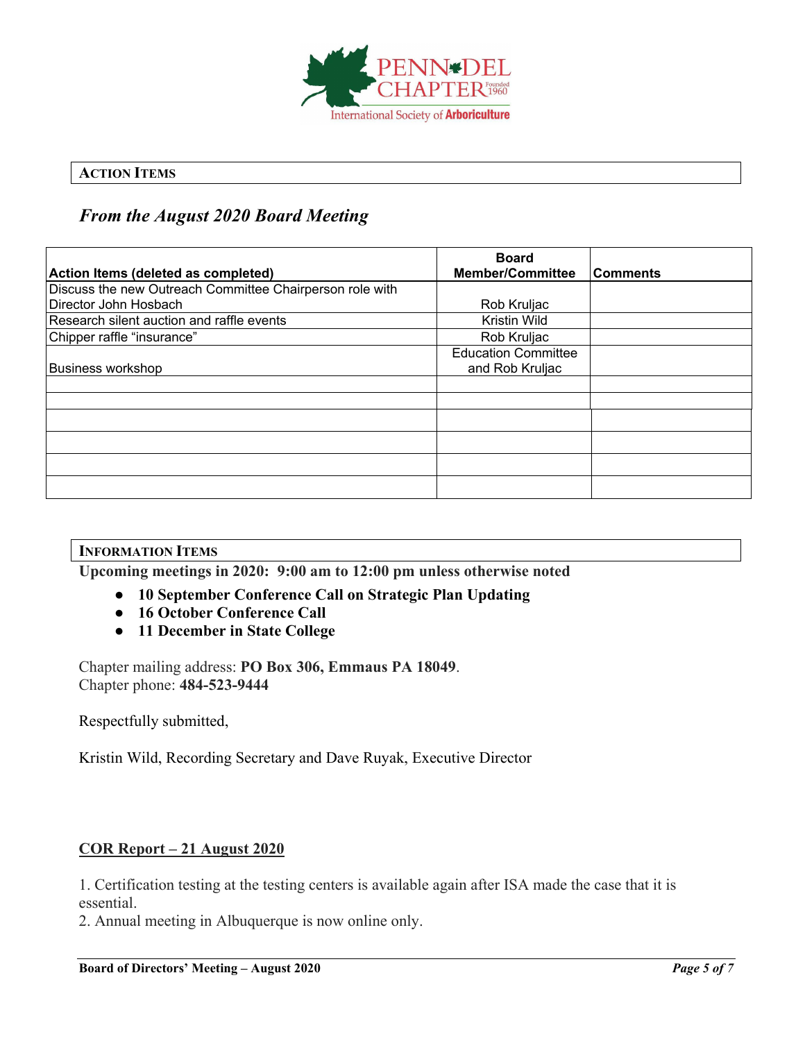## ACTION ITEMS

### *From the August 2020 Board Meeting*

| Action Items (deleted as completed) | Board Member/Committee | Comments |
|---|---|---|
| Discuss the new Outreach Committee Chairperson role with Director John Hosbach | Rob Kruljac | |
| Research silent auction and raffle events | Kristin Wild | |
| Chipper raffle "insurance" | Rob Kruljac | |
| Business workshop | Education Committee and Rob Kruljac | |
| | | |
| | | |
| | | |
| | | |
| | | |
| | | |

## INFORMATION ITEMS

**Upcoming meetings in 2020: 9:00 am to 12:00 pm unless otherwise noted**

- **10 September Conference Call on Strategic Plan Updating**
- **16 October Conference Call**
- **11 December in State College**

Chapter mailing address: **PO Box 306, Emmaus PA 18049**.
Chapter phone: **484-523-9444**

Respectfully submitted,

Kristin Wild, Recording Secretary and Dave Ruyak, Executive Director

## COR Report – 21 August 2020

1. Certification testing at the testing centers is available again after ISA made the case that it is essential.
2. Annual meeting in Albuquerque is now online only.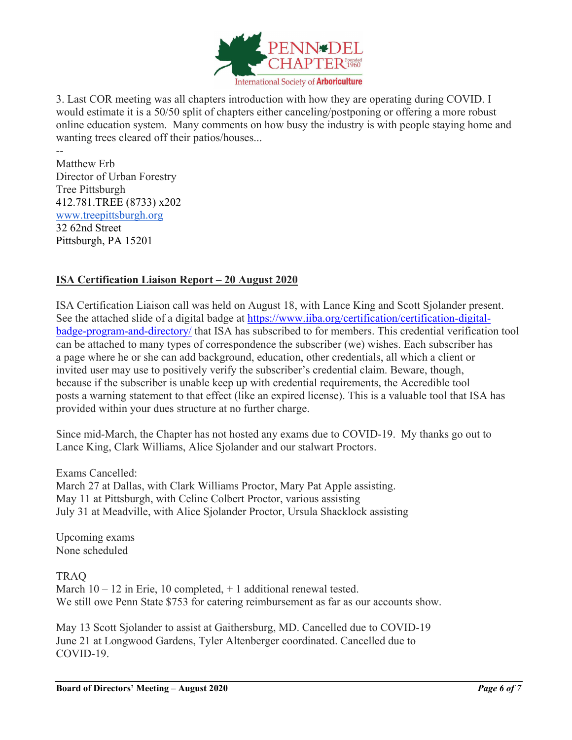3. Last COR meeting was all chapters introduction with how they are operating during COVID. I would estimate it is a 50/50 split of chapters either canceling/postponing or offering a more robust online education system. Many comments on how busy the industry is with people staying home and wanting trees cleared off their patios/houses...

--
Matthew Erb
Director of Urban Forestry
Tree Pittsburgh
412.781.TREE (8733) x202
[www.treepittsburgh.org](www.treepittsburgh.org)
32 62nd Street
Pittsburgh, PA 15201

## **ISA Certification Liaison Report – 20 August 2020**

ISA Certification Liaison call was held on August 18, with Lance King and Scott Sjolander present. See the attached slide of a digital badge at [https://www.iiba.org/certification/certification-digital-badge-program-and-directory/](https://www.iiba.org/certification/certification-digital-badge-program-and-directory/) that ISA has subscribed to for members. This credential verification tool can be attached to many types of correspondence the subscriber (we) wishes. Each subscriber has a page where he or she can add background, education, other credentials, all which a client or invited user may use to positively verify the subscriber's credential claim. Beware, though, because if the subscriber is unable keep up with credential requirements, the Accredible tool posts a warning statement to that effect (like an expired license). This is a valuable tool that ISA has provided within your dues structure at no further charge.

Since mid-March, the Chapter has not hosted any exams due to COVID-19. My thanks go out to Lance King, Clark Williams, Alice Sjolander and our stalwart Proctors.

Exams Cancelled:
March 27 at Dallas, with Clark Williams Proctor, Mary Pat Apple assisting.
May 11 at Pittsburgh, with Celine Colbert Proctor, various assisting
July 31 at Meadville, with Alice Sjolander Proctor, Ursula Shacklock assisting

Upcoming exams
None scheduled

TRAQ
March 10 – 12 in Erie, 10 completed, + 1 additional renewal tested.
We still owe Penn State $753 for catering reimbursement as far as our accounts show.

May 13 Scott Sjolander to assist at Gaithersburg, MD. Cancelled due to COVID-19
June 21 at Longwood Gardens, Tyler Altenberger coordinated. Cancelled due to COVID-19.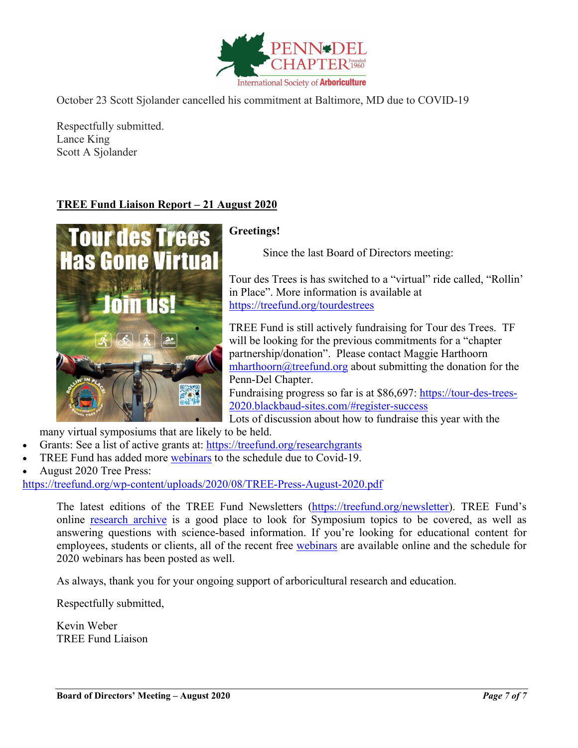October 23 Scott Sjolander cancelled his commitment at Baltimore, MD due to COVID-19

Respectfully submitted.
Lance King
Scott A Sjolander

## TREE Fund Liaison Report – 21 August 2020

**Greetings!**

Since the last Board of Directors meeting:

Tour des Trees is has switched to a "virtual" ride called, "Rollin' in Place". More information is available at https://treefund.org/tourdestrees

TREE Fund is still actively fundraising for Tour des Trees. TF will be looking for the previous commitments for a "chapter partnership/donation". Please contact Maggie Harthoorn mharthoorn@treefund.org about submitting the donation for the Penn-Del Chapter.

Fundraising progress so far is at $86,697: https://tour-des-trees-2020.blackbaud-sites.com/#register-success

Lots of discussion about how to fundraise this year with the many virtual symposiums that are likely to be held.

- Grants: See a list of active grants at: https://treefund.org/researchgrants
- TREE Fund has added more webinars to the schedule due to Covid-19.
- August 2020 Tree Press: https://treefund.org/wp-content/uploads/2020/08/TREE-Press-August-2020.pdf

The latest editions of the TREE Fund Newsletters (https://treefund.org/newsletter). TREE Fund's online research archive is a good place to look for Symposium topics to be covered, as well as answering questions with science-based information. If you're looking for educational content for employees, students or clients, all of the recent free webinars are available online and the schedule for 2020 webinars has been posted as well.

As always, thank you for your ongoing support of arboricultural research and education.

Respectfully submitted,

Kevin Weber
TREE Fund Liaison